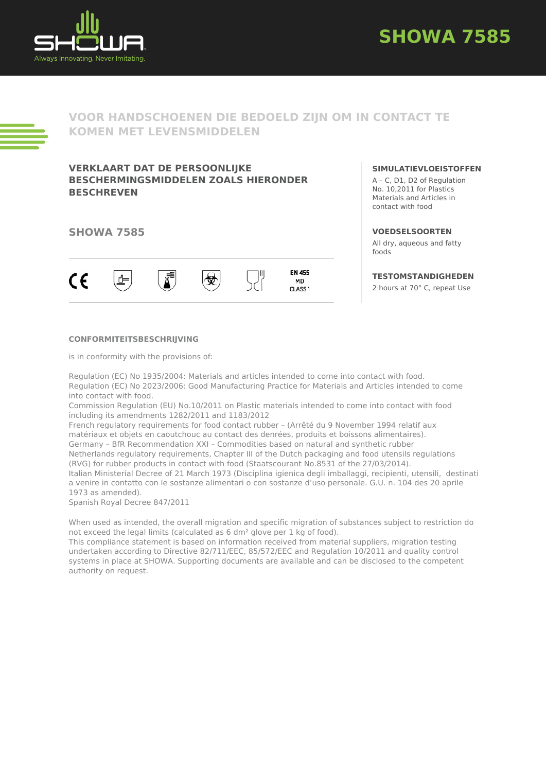# SHOWA 7585

## VOOR HANDSCHOENEN DIE BEDOELD ZIJN OM IN CONTACT TE KOMEN MET LEVENSMIDDELEN

### VERKLAART DAT DE PERSOONLIJKE BESCHERMINGSMIDDELEN ZOALS HIERONDER BESCHREVEN

### SHOWA 7585

EN 455
MD
CLASS 1

**SIMULATIEVLOEISTOFFEN**

A – C, D1, D2 of Regulation No. 10,2011 for Plastics Materials and Articles in contact with food

**VOEDSELSOORTEN**

All dry, aqueous and fatty foods

**TESTOMSTANDIGHEDEN**

2 hours at 70° C, repeat Use

**CONFORMITEITSBESCHRIJVING**

is in conformity with the provisions of:

Regulation (EC) No 1935/2004: Materials and articles intended to come into contact with food.
Regulation (EC) No 2023/2006: Good Manufacturing Practice for Materials and Articles intended to come into contact with food.
Commission Regulation (EU) No.10/2011 on Plastic materials intended to come into contact with food including its amendments 1282/2011 and 1183/2012
French regulatory requirements for food contact rubber – (Arrêté du 9 November 1994 relatif aux matériaux et objets en caoutchouc au contact des denrées, produits et boissons alimentaires).
Germany – BfR Recommendation XXI – Commodities based on natural and synthetic rubber
Netherlands regulatory requirements, Chapter III of the Dutch packaging and food utensils regulations (RVG) for rubber products in contact with food (Staatscourant No.8531 of the 27/03/2014).
Italian Ministerial Decree of 21 March 1973 (Disciplina igienica degli imballaggi, recipienti, utensili, destinati a venire in contatto con le sostanze alimentari o con sostanze d'uso personale. G.U. n. 104 des 20 aprile 1973 as amended).
Spanish Royal Decree 847/2011

When used as intended, the overall migration and specific migration of substances subject to restriction do not exceed the legal limits (calculated as 6 dm² glove per 1 kg of food).
This compliance statement is based on information received from material suppliers, migration testing undertaken according to Directive 82/711/EEC, 85/572/EEC and Regulation 10/2011 and quality control systems in place at SHOWA. Supporting documents are available and can be disclosed to the competent authority on request.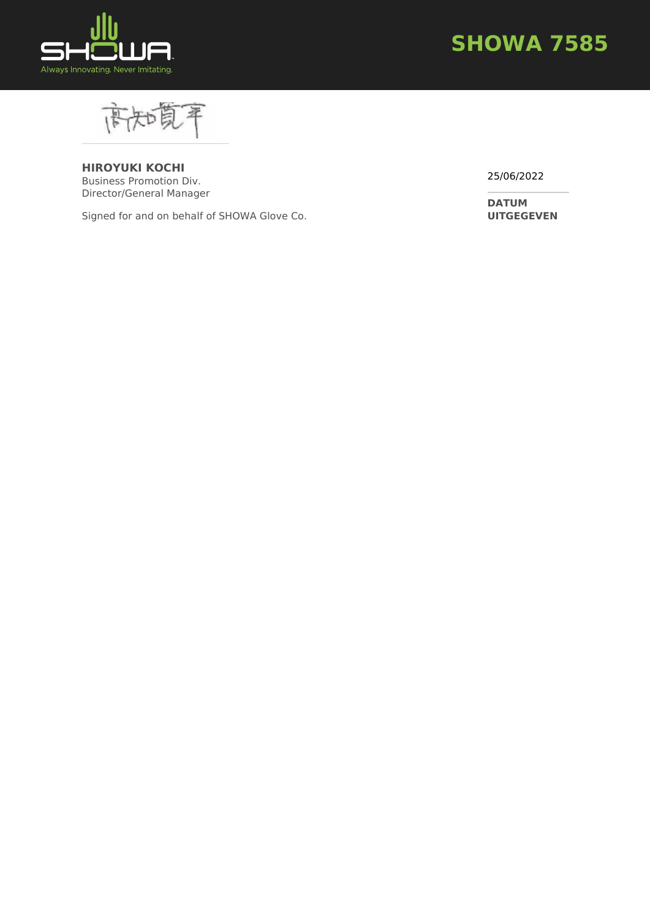**HIROYUKI KOCHI**
Business Promotion Div.
Director/General Manager

Signed for and on behalf of SHOWA Glove Co.

25/06/2022

**DATUM UITGEGEVEN**